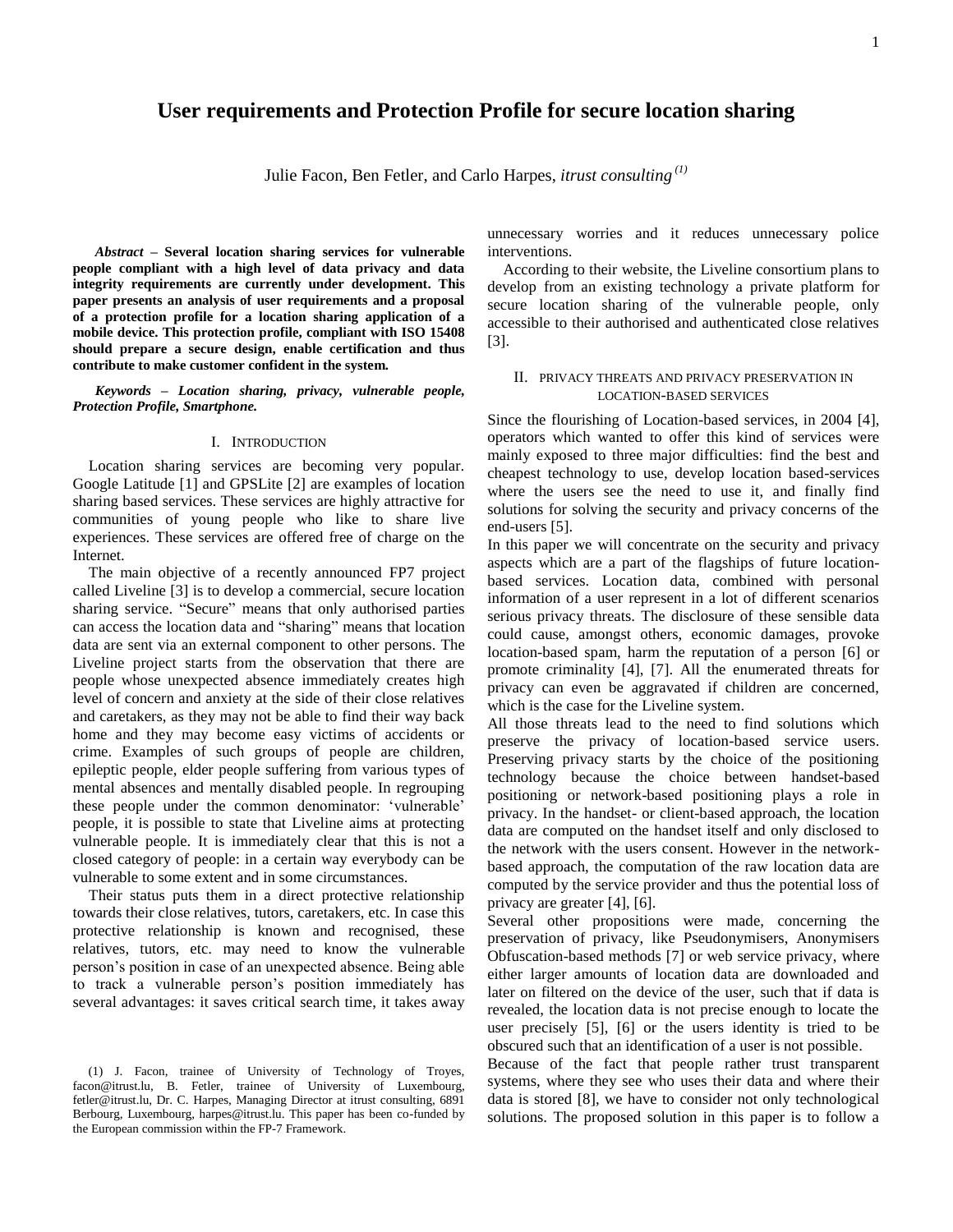# User requirements and Protection Profile for secure location sharing

Julie Facon, Ben Fetler, and Carlo Harpes, *itrust consulting* [(1)]

***Abstract*** **– Several location sharing services for vulnerable people compliant with a high level of data privacy and data integrity requirements are currently under development. This paper presents an analysis of user requirements and a proposal of a protection profile for a location sharing application of a mobile device. This protection profile, compliant with ISO 15408 should prepare a secure design, enable certification and thus contribute to make customer confident in the system.**

***Keywords – Location sharing, privacy, vulnerable people, Protection Profile, Smartphone.***

## I. Introduction

Location sharing services are becoming very popular. Google Latitude [1] and GPSLite [2] are examples of location sharing based services. These services are highly attractive for communities of young people who like to share live experiences. These services are offered free of charge on the Internet.

The main objective of a recently announced FP7 project called Liveline [3] is to develop a commercial, secure location sharing service. "Secure" means that only authorised parties can access the location data and "sharing" means that location data are sent via an external component to other persons. The Liveline project starts from the observation that there are people whose unexpected absence immediately creates high level of concern and anxiety at the side of their close relatives and caretakers, as they may not be able to find their way back home and they may become easy victims of accidents or crime. Examples of such groups of people are children, epileptic people, elder people suffering from various types of mental absences and mentally disabled people. In regrouping these people under the common denominator: 'vulnerable' people, it is possible to state that Liveline aims at protecting vulnerable people. It is immediately clear that this is not a closed category of people: in a certain way everybody can be vulnerable to some extent and in some circumstances.

Their status puts them in a direct protective relationship towards their close relatives, tutors, caretakers, etc. In case this protective relationship is known and recognised, these relatives, tutors, etc. may need to know the vulnerable person's position in case of an unexpected absence. Being able to track a vulnerable person's position immediately has several advantages: it saves critical search time, it takes away unnecessary worries and it reduces unnecessary police interventions.

According to their website, the Liveline consortium plans to develop from an existing technology a private platform for secure location sharing of the vulnerable people, only accessible to their authorised and authenticated close relatives [3].

## II. Privacy threats and privacy preservation in location-based services

Since the flourishing of Location-based services, in 2004 [4], operators which wanted to offer this kind of services were mainly exposed to three major difficulties: find the best and cheapest technology to use, develop location based-services where the users see the need to use it, and finally find solutions for solving the security and privacy concerns of the end-users [5].

In this paper we will concentrate on the security and privacy aspects which are a part of the flagships of future location-based services. Location data, combined with personal information of a user represent in a lot of different scenarios serious privacy threats. The disclosure of these sensible data could cause, amongst others, economic damages, provoke location-based spam, harm the reputation of a person [6] or promote criminality [4], [7]. All the enumerated threats for privacy can even be aggravated if children are concerned, which is the case for the Liveline system.

All those threats lead to the need to find solutions which preserve the privacy of location-based service users. Preserving privacy starts by the choice of the positioning technology because the choice between handset-based positioning or network-based positioning plays a role in privacy. In the handset- or client-based approach, the location data are computed on the handset itself and only disclosed to the network with the users consent. However in the network-based approach, the computation of the raw location data are computed by the service provider and thus the potential loss of privacy are greater [4], [6].

Several other propositions were made, concerning the preservation of privacy, like Pseudonymisers, Anonymisers Obfuscation-based methods [7] or web service privacy, where either larger amounts of location data are downloaded and later on filtered on the device of the user, such that if data is revealed, the location data is not precise enough to locate the user precisely [5], [6] or the users identity is tried to be obscured such that an identification of a user is not possible.

Because of the fact that people rather trust transparent systems, where they see who uses their data and where their data is stored [8], we have to consider not only technological solutions. The proposed solution in this paper is to follow a

(1) J. Facon, trainee of University of Technology of Troyes, facon@itrust.lu, B. Fetler, trainee of University of Luxembourg, fetler@itrust.lu, Dr. C. Harpes, Managing Director at itrust consulting, 6891 Berbourg, Luxembourg, harpes@itrust.lu. This paper has been co-funded by the European commission within the FP-7 Framework.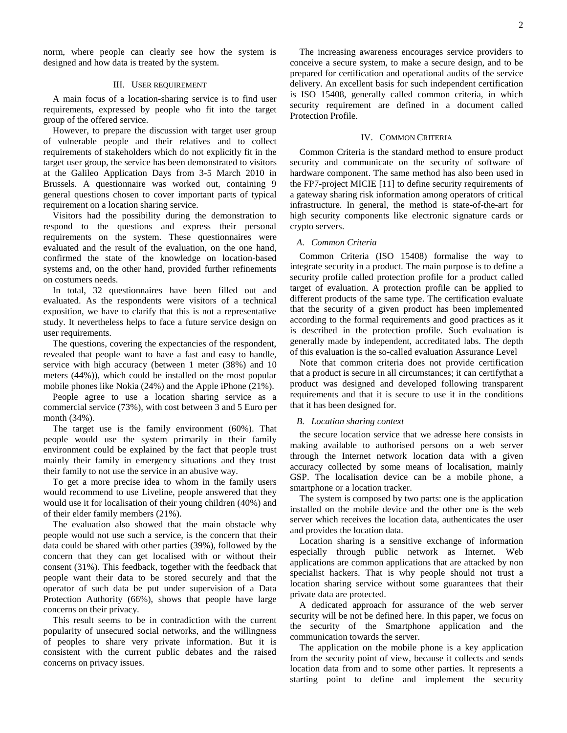norm, where people can clearly see how the system is designed and how data is treated by the system.

## III. User requirement

A main focus of a location-sharing service is to find user requirements, expressed by people who fit into the target group of the offered service.

However, to prepare the discussion with target user group of vulnerable people and their relatives and to collect requirements of stakeholders which do not explicitly fit in the target user group, the service has been demonstrated to visitors at the Galileo Application Days from 3-5 March 2010 in Brussels. A questionnaire was worked out, containing 9 general questions chosen to cover important parts of typical requirement on a location sharing service.

Visitors had the possibility during the demonstration to respond to the questions and express their personal requirements on the system. These questionnaires were evaluated and the result of the evaluation, on the one hand, confirmed the state of the knowledge on location-based systems and, on the other hand, provided further refinements on costumers needs.

In total, 32 questionnaires have been filled out and evaluated. As the respondents were visitors of a technical exposition, we have to clarify that this is not a representative study. It nevertheless helps to face a future service design on user requirements.

The questions, covering the expectancies of the respondent, revealed that people want to have a fast and easy to handle, service with high accuracy (between 1 meter (38%) and 10 meters (44%)), which could be installed on the most popular mobile phones like Nokia (24%) and the Apple iPhone (21%).

People agree to use a location sharing service as a commercial service (73%), with cost between 3 and 5 Euro per month (34%).

The target use is the family environment (60%). That people would use the system primarily in their family environment could be explained by the fact that people trust mainly their family in emergency situations and they trust their family to not use the service in an abusive way.

To get a more precise idea to whom in the family users would recommend to use Liveline, people answered that they would use it for localisation of their young children (40%) and of their elder family members (21%).

The evaluation also showed that the main obstacle why people would not use such a service, is the concern that their data could be shared with other parties (39%), followed by the concern that they can get localised with or without their consent (31%). This feedback, together with the feedback that people want their data to be stored securely and that the operator of such data be put under supervision of a Data Protection Authority (66%), shows that people have large concerns on their privacy.

This result seems to be in contradiction with the current popularity of unsecured social networks, and the willingness of peoples to share very private information. But it is consistent with the current public debates and the raised concerns on privacy issues.

The increasing awareness encourages service providers to conceive a secure system, to make a secure design, and to be prepared for certification and operational audits of the service delivery. An excellent basis for such independent certification is ISO 15408, generally called common criteria, in which security requirement are defined in a document called Protection Profile.

## IV. Common Criteria

Common Criteria is the standard method to ensure product security and communicate on the security of software of hardware component. The same method has also been used in the FP7-project MICIE [11] to define security requirements of a gateway sharing risk information among operators of critical infrastructure. In general, the method is state-of-the-art for high security components like electronic signature cards or crypto servers.

### *A. Common Criteria*

Common Criteria (ISO 15408) formalise the way to integrate security in a product. The main purpose is to define a security profile called protection profile for a product called target of evaluation. A protection profile can be applied to different products of the same type. The certification evaluate that the security of a given product has been implemented according to the formal requirements and good practices as it is described in the protection profile. Such evaluation is generally made by independent, accreditated labs. The depth of this evaluation is the so-called evaluation Assurance Level

Note that common criteria does not provide certification that a product is secure in all circumstances; it can certifythat a product was designed and developed following transparent requirements and that it is secure to use it in the conditions that it has been designed for.

### *B. Location sharing context*

the secure location service that we adresse here consists in making available to authorised persons on a web server through the Internet network location data with a given accuracy collected by some means of localisation, mainly GSP. The localisation device can be a mobile phone, a smartphone or a location tracker.

The system is composed by two parts: one is the application installed on the mobile device and the other one is the web server which receives the location data, authenticates the user and provides the location data.

Location sharing is a sensitive exchange of information especially through public network as Internet. Web applications are common applications that are attacked by non specialist hackers. That is why people should not trust a location sharing service without some guarantees that their private data are protected.

A dedicated approach for assurance of the web server security will be not be defined here. In this paper, we focus on the security of the Smartphone application and the communication towards the server.

The application on the mobile phone is a key application from the security point of view, because it collects and sends location data from and to some other parties. It represents a starting point to define and implement the security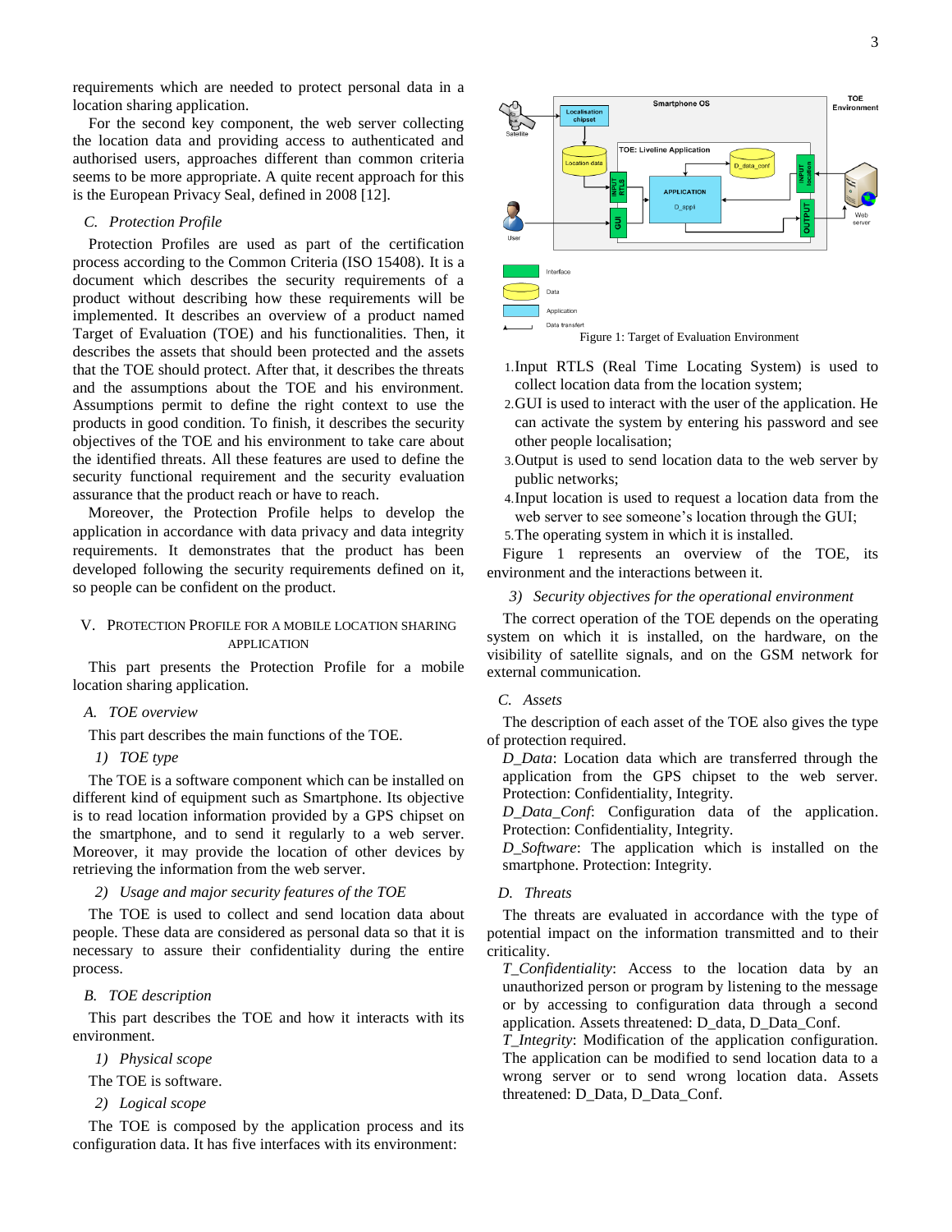requirements which are needed to protect personal data in a location sharing application.

For the second key component, the web server collecting the location data and providing access to authenticated and authorised users, approaches different than common criteria seems to be more appropriate. A quite recent approach for this is the European Privacy Seal, defined in 2008 [12].

### C. Protection Profile

Protection Profiles are used as part of the certification process according to the Common Criteria (ISO 15408). It is a document which describes the security requirements of a product without describing how these requirements will be implemented. It describes an overview of a product named Target of Evaluation (TOE) and his functionalities. Then, it describes the assets that should been protected and the assets that the TOE should protect. After that, it describes the threats and the assumptions about the TOE and his environment. Assumptions permit to define the right context to use the products in good condition. To finish, it describes the security objectives of the TOE and his environment to take care about the identified threats. All these features are used to define the security functional requirement and the security evaluation assurance that the product reach or have to reach.

Moreover, the Protection Profile helps to develop the application in accordance with data privacy and data integrity requirements. It demonstrates that the product has been developed following the security requirements defined on it, so people can be confident on the product.

## V. Protection Profile for a Mobile Location Sharing Application

This part presents the Protection Profile for a mobile location sharing application.

### A. TOE overview

This part describes the main functions of the TOE.

#### 1) TOE type

The TOE is a software component which can be installed on different kind of equipment such as Smartphone. Its objective is to read location information provided by a GPS chipset on the smartphone, and to send it regularly to a web server. Moreover, it may provide the location of other devices by retrieving the information from the web server.

#### 2) Usage and major security features of the TOE

The TOE is used to collect and send location data about people. These data are considered as personal data so that it is necessary to assure their confidentiality during the entire process.

### B. TOE description

This part describes the TOE and how it interacts with its environment.

#### 1) Physical scope

The TOE is software.

#### 2) Logical scope

The TOE is composed by the application process and its configuration data. It has five interfaces with its environment:

Figure 1: Target of Evaluation Environment

1. Input RTLS (Real Time Locating System) is used to collect location data from the location system;
2. GUI is used to interact with the user of the application. He can activate the system by entering his password and see other people localisation;
3. Output is used to send location data to the web server by public networks;
4. Input location is used to request a location data from the web server to see someone's location through the GUI;
5. The operating system in which it is installed.

Figure 1 represents an overview of the TOE, its environment and the interactions between it.

#### 3) Security objectives for the operational environment

The correct operation of the TOE depends on the operating system on which it is installed, on the hardware, on the visibility of satellite signals, and on the GSM network for external communication.

### C. Assets

The description of each asset of the TOE also gives the type of protection required.

*D_Data*: Location data which are transferred through the application from the GPS chipset to the web server. Protection: Confidentiality, Integrity.

*D_Data_Conf*: Configuration data of the application. Protection: Confidentiality, Integrity.

*D_Software*: The application which is installed on the smartphone. Protection: Integrity.

### D. Threats

The threats are evaluated in accordance with the type of potential impact on the information transmitted and to their criticality.

*T_Confidentiality*: Access to the location data by an unauthorized person or program by listening to the message or by accessing to configuration data through a second application. Assets threatened: D_data, D_Data_Conf.

*T_Integrity*: Modification of the application configuration. The application can be modified to send location data to a wrong server or to send wrong location data. Assets threatened: D_Data, D_Data_Conf.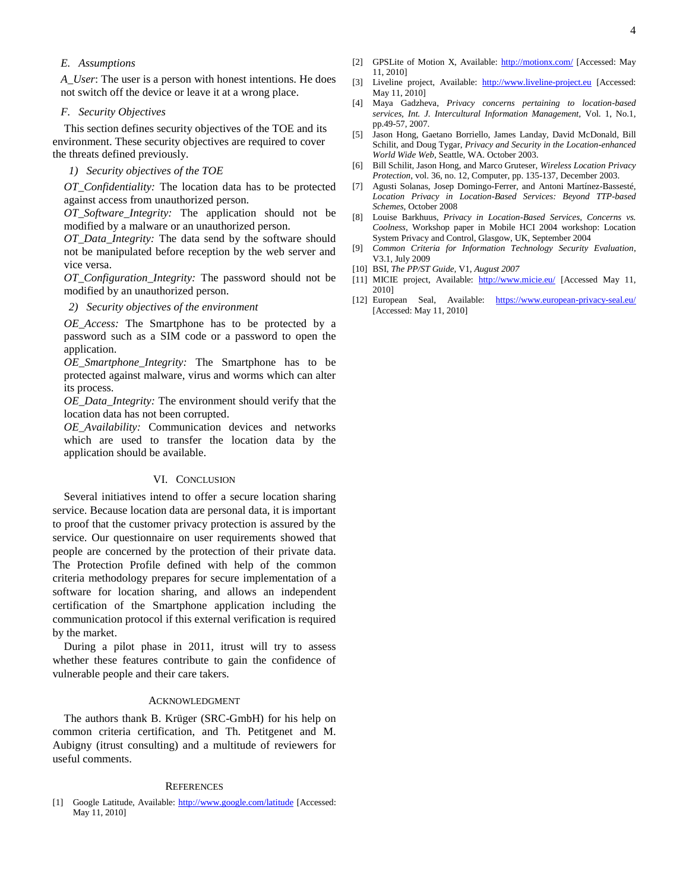### E. Assumptions

*A_User*: The user is a person with honest intentions. He does not switch off the device or leave it at a wrong place.

### F. Security Objectives

This section defines security objectives of the TOE and its environment. These security objectives are required to cover the threats defined previously.

#### 1) Security objectives of the TOE

*OT_Confidentiality:* The location data has to be protected against access from unauthorized person.

*OT_Software_Integrity:* The application should not be modified by a malware or an unauthorized person.

*OT_Data_Integrity:* The data send by the software should not be manipulated before reception by the web server and vice versa.

*OT_Configuration_Integrity:* The password should not be modified by an unauthorized person.

#### 2) Security objectives of the environment

*OE_Access:* The Smartphone has to be protected by a password such as a SIM code or a password to open the application.

*OE_Smartphone_Integrity:* The Smartphone has to be protected against malware, virus and worms which can alter its process.

*OE_Data_Integrity:* The environment should verify that the location data has not been corrupted.

*OE_Availability:* Communication devices and networks which are used to transfer the location data by the application should be available.

## VI. Conclusion

Several initiatives intend to offer a secure location sharing service. Because location data are personal data, it is important to proof that the customer privacy protection is assured by the service. Our questionnaire on user requirements showed that people are concerned by the protection of their private data. The Protection Profile defined with help of the common criteria methodology prepares for secure implementation of a software for location sharing, and allows an independent certification of the Smartphone application including the communication protocol if this external verification is required by the market.

During a pilot phase in 2011, itrust will try to assess whether these features contribute to gain the confidence of vulnerable people and their care takers.

## Acknowledgment

The authors thank B. Krüger (SRC-GmbH) for his help on common criteria certification, and Th. Petitgenet and M. Aubigny (itrust consulting) and a multitude of reviewers for useful comments.

## References

[1] Google Latitude, Available: http://www.google.com/latitude [Accessed: May 11, 2010]

[2] GPSLite of Motion X, Available: http://motionx.com/ [Accessed: May 11, 2010]

[3] Liveline project, Available: http://www.liveline-project.eu [Accessed: May 11, 2010]

[4] Maya Gadzheva, *Privacy concerns pertaining to location-based services, Int. J. Intercultural Information Management*, Vol. 1, No.1, pp.49-57, 2007.

[5] Jason Hong, Gaetano Borriello, James Landay, David McDonald, Bill Schilit, and Doug Tygar, *Privacy and Security in the Location-enhanced World Wide Web*, Seattle, WA. October 2003.

[6] Bill Schilit, Jason Hong, and Marco Gruteser, *Wireless Location Privacy Protection*, vol. 36, no. 12, Computer, pp. 135-137, December 2003.

[7] Agusti Solanas, Josep Domingo-Ferrer, and Antoni Martínez-Bassesté, *Location Privacy in Location-Based Services: Beyond TTP-based Schemes*, October 2008

[8] Louise Barkhuus, *Privacy in Location-Based Services, Concerns vs. Coolness*, Workshop paper in Mobile HCI 2004 workshop: Location System Privacy and Control, Glasgow, UK, September 2004

[9] *Common Criteria for Information Technology Security Evaluation*, V3.1, July 2009

[10] BSI, *The PP/ST Guide*, V1, *August 2007*

[11] MICIE project, Available: http://www.micie.eu/ [Accessed May 11, 2010]

[12] European Seal, Available: https://www.european-privacy-seal.eu/ [Accessed: May 11, 2010]